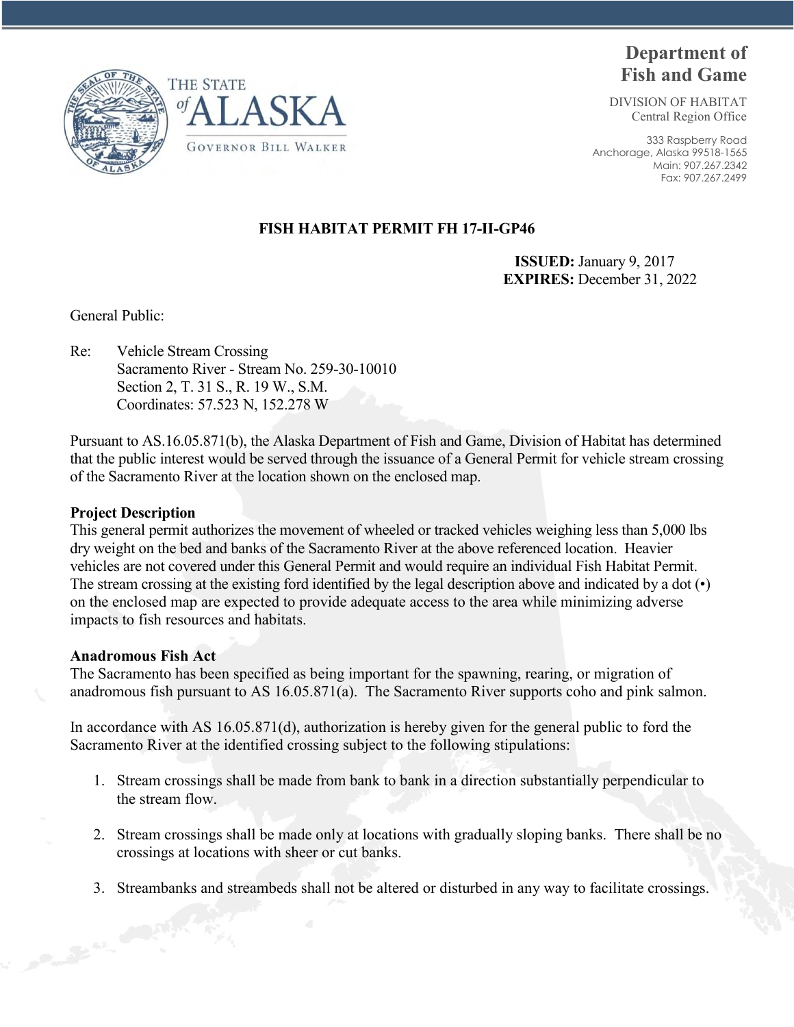THE STATE of ALASKA

GOVERNOR BILL WALKER

**Department of Fish and Game**

DIVISION OF HABITAT
Central Region Office

333 Raspberry Road
Anchorage, Alaska 99518-1565
Main: 907.267.2342
Fax: 907.267.2499

## FISH HABITAT PERMIT FH 17-II-GP46

**ISSUED:** January 9, 2017
**EXPIRES:** December 31, 2022

General Public:

Re: Vehicle Stream Crossing
Sacramento River - Stream No. 259-30-10010
Section 2, T. 31 S., R. 19 W., S.M.
Coordinates: 57.523 N, 152.278 W

Pursuant to AS.16.05.871(b), the Alaska Department of Fish and Game, Division of Habitat has determined that the public interest would be served through the issuance of a General Permit for vehicle stream crossing of the Sacramento River at the location shown on the enclosed map.

### Project Description

This general permit authorizes the movement of wheeled or tracked vehicles weighing less than 5,000 lbs dry weight on the bed and banks of the Sacramento River at the above referenced location. Heavier vehicles are not covered under this General Permit and would require an individual Fish Habitat Permit. The stream crossing at the existing ford identified by the legal description above and indicated by a dot (•) on the enclosed map are expected to provide adequate access to the area while minimizing adverse impacts to fish resources and habitats.

### Anadromous Fish Act

The Sacramento has been specified as being important for the spawning, rearing, or migration of anadromous fish pursuant to AS 16.05.871(a). The Sacramento River supports coho and pink salmon.

In accordance with AS 16.05.871(d), authorization is hereby given for the general public to ford the Sacramento River at the identified crossing subject to the following stipulations:

1. Stream crossings shall be made from bank to bank in a direction substantially perpendicular to the stream flow.
2. Stream crossings shall be made only at locations with gradually sloping banks. There shall be no crossings at locations with sheer or cut banks.
3. Streambanks and streambeds shall not be altered or disturbed in any way to facilitate crossings.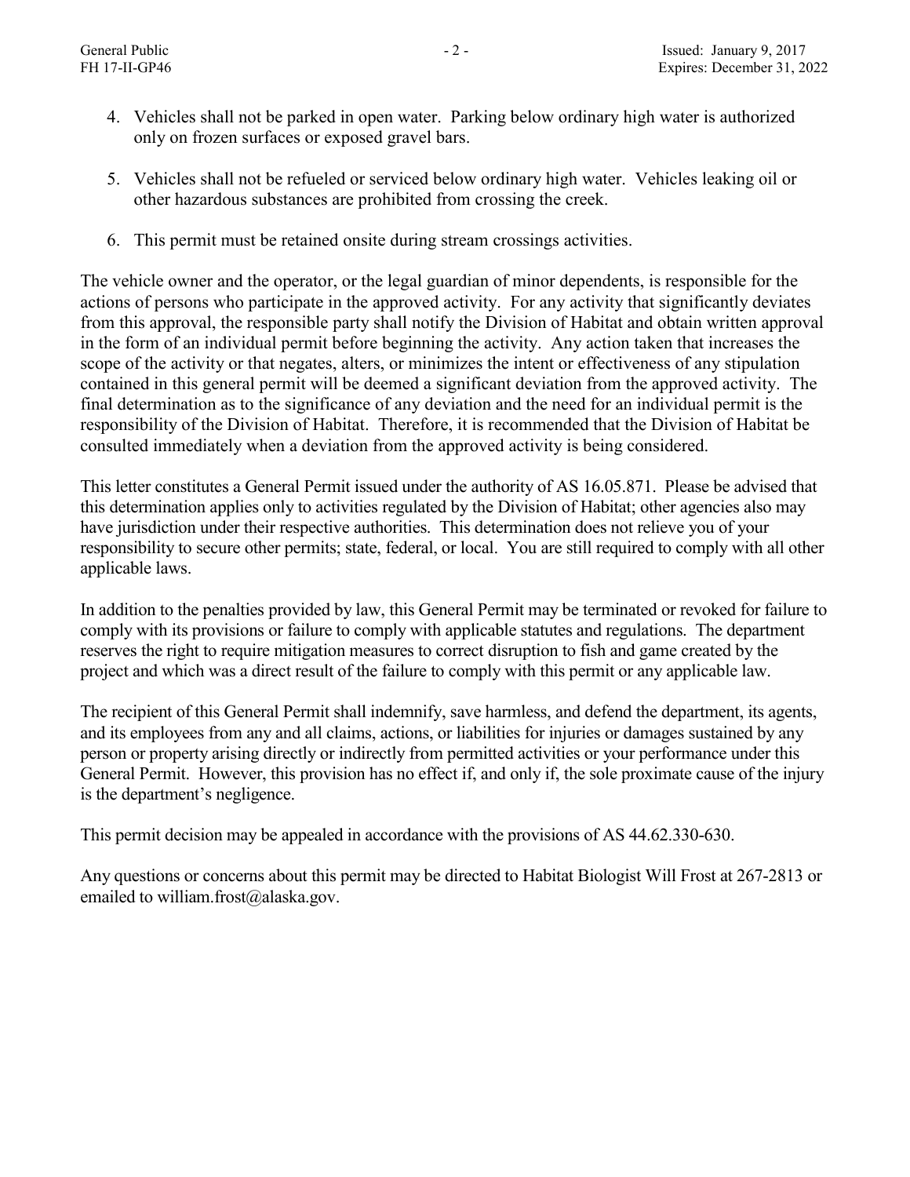4. Vehicles shall not be parked in open water. Parking below ordinary high water is authorized only on frozen surfaces or exposed gravel bars.

5. Vehicles shall not be refueled or serviced below ordinary high water. Vehicles leaking oil or other hazardous substances are prohibited from crossing the creek.

6. This permit must be retained onsite during stream crossings activities.

The vehicle owner and the operator, or the legal guardian of minor dependents, is responsible for the actions of persons who participate in the approved activity. For any activity that significantly deviates from this approval, the responsible party shall notify the Division of Habitat and obtain written approval in the form of an individual permit before beginning the activity. Any action taken that increases the scope of the activity or that negates, alters, or minimizes the intent or effectiveness of any stipulation contained in this general permit will be deemed a significant deviation from the approved activity. The final determination as to the significance of any deviation and the need for an individual permit is the responsibility of the Division of Habitat. Therefore, it is recommended that the Division of Habitat be consulted immediately when a deviation from the approved activity is being considered.

This letter constitutes a General Permit issued under the authority of AS 16.05.871. Please be advised that this determination applies only to activities regulated by the Division of Habitat; other agencies also may have jurisdiction under their respective authorities. This determination does not relieve you of your responsibility to secure other permits; state, federal, or local. You are still required to comply with all other applicable laws.

In addition to the penalties provided by law, this General Permit may be terminated or revoked for failure to comply with its provisions or failure to comply with applicable statutes and regulations. The department reserves the right to require mitigation measures to correct disruption to fish and game created by the project and which was a direct result of the failure to comply with this permit or any applicable law.

The recipient of this General Permit shall indemnify, save harmless, and defend the department, its agents, and its employees from any and all claims, actions, or liabilities for injuries or damages sustained by any person or property arising directly or indirectly from permitted activities or your performance under this General Permit. However, this provision has no effect if, and only if, the sole proximate cause of the injury is the department's negligence.

This permit decision may be appealed in accordance with the provisions of AS 44.62.330-630.

Any questions or concerns about this permit may be directed to Habitat Biologist Will Frost at 267-2813 or emailed to william.frost@alaska.gov.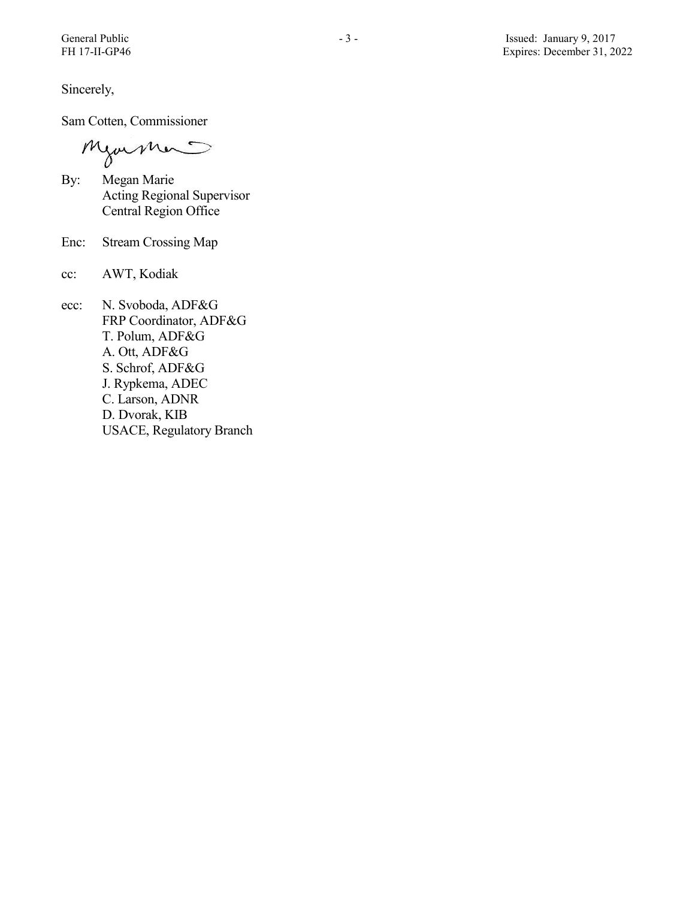Sincerely,

Sam Cotten, Commissioner

By: Megan Marie
Acting Regional Supervisor
Central Region Office

Enc: Stream Crossing Map

cc: AWT, Kodiak

ecc: N. Svoboda, ADF&G
FRP Coordinator, ADF&G
T. Polum, ADF&G
A. Ott, ADF&G
S. Schrof, ADF&G
J. Rypkema, ADEC
C. Larson, ADNR
D. Dvorak, KIB
USACE, Regulatory Branch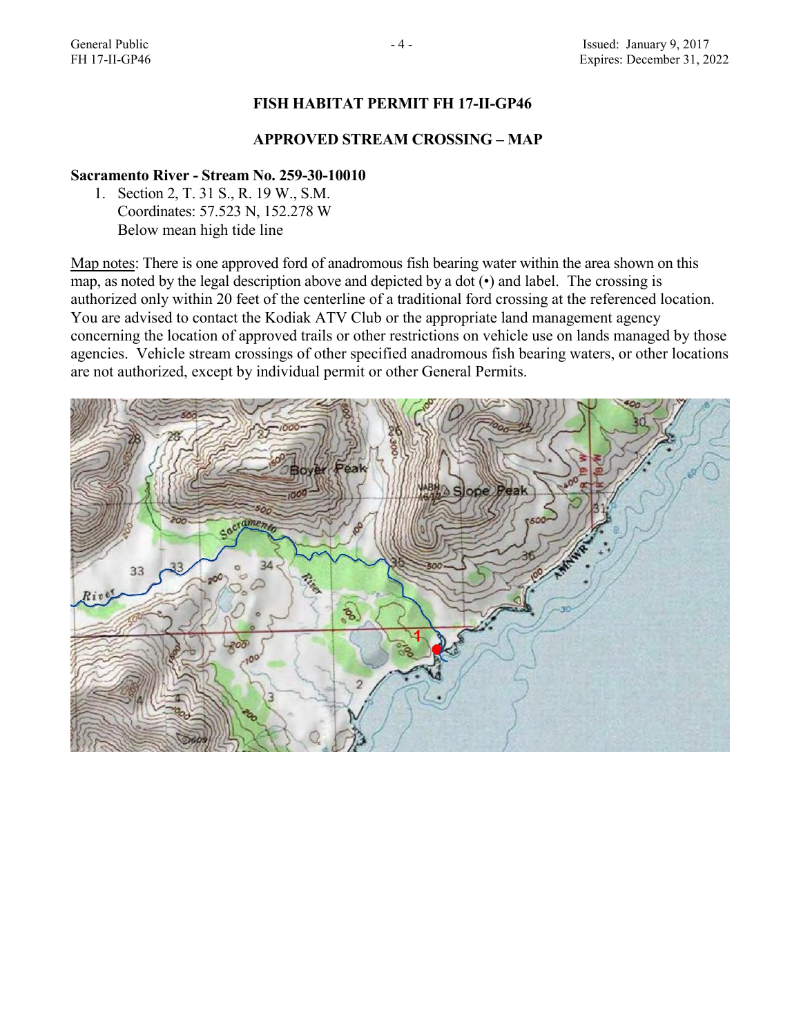# FISH HABITAT PERMIT FH 17-II-GP46

## APPROVED STREAM CROSSING – MAP

**Sacramento River - Stream No. 259-30-10010**

1. Section 2, T. 31 S., R. 19 W., S.M.
   Coordinates: 57.523 N, 152.278 W
   Below mean high tide line

Map notes: There is one approved ford of anadromous fish bearing water within the area shown on this map, as noted by the legal description above and depicted by a dot (•) and label. The crossing is authorized only within 20 feet of the centerline of a traditional ford crossing at the referenced location. You are advised to contact the Kodiak ATV Club or the appropriate land management agency concerning the location of approved trails or other restrictions on vehicle use on lands managed by those agencies. Vehicle stream crossings of other specified anadromous fish bearing waters, or other locations are not authorized, except by individual permit or other General Permits.